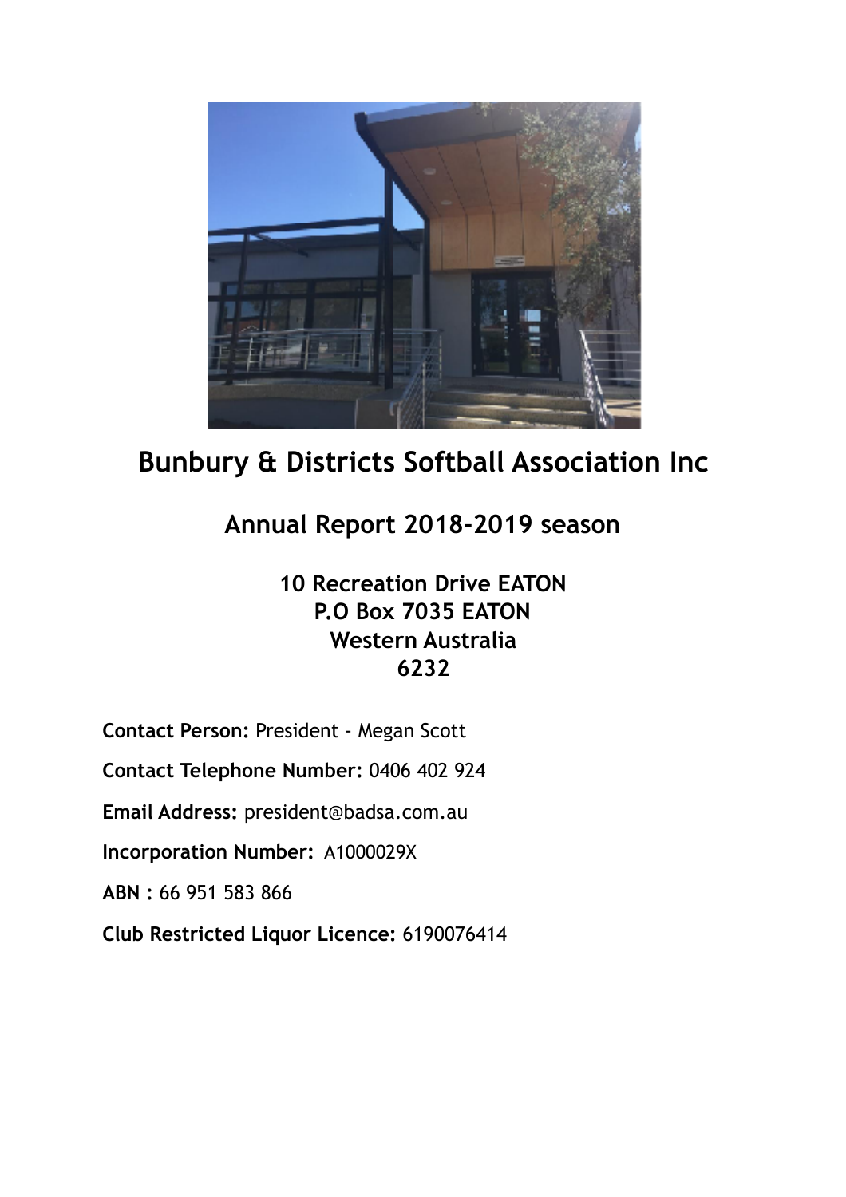# Bunbury & Districts Softball Association Inc

## Annual Report 2018-2019 season

**10 Recreation Drive EATON**
**P.O Box 7035 EATON**
**Western Australia**
**6232**

**Contact Person:** President - Megan Scott

**Contact Telephone Number:** 0406 402 924

**Email Address:** president@badsa.com.au

**Incorporation Number:** A1000029X

**ABN :** 66 951 583 866

**Club Restricted Liquor Licence:** 6190076414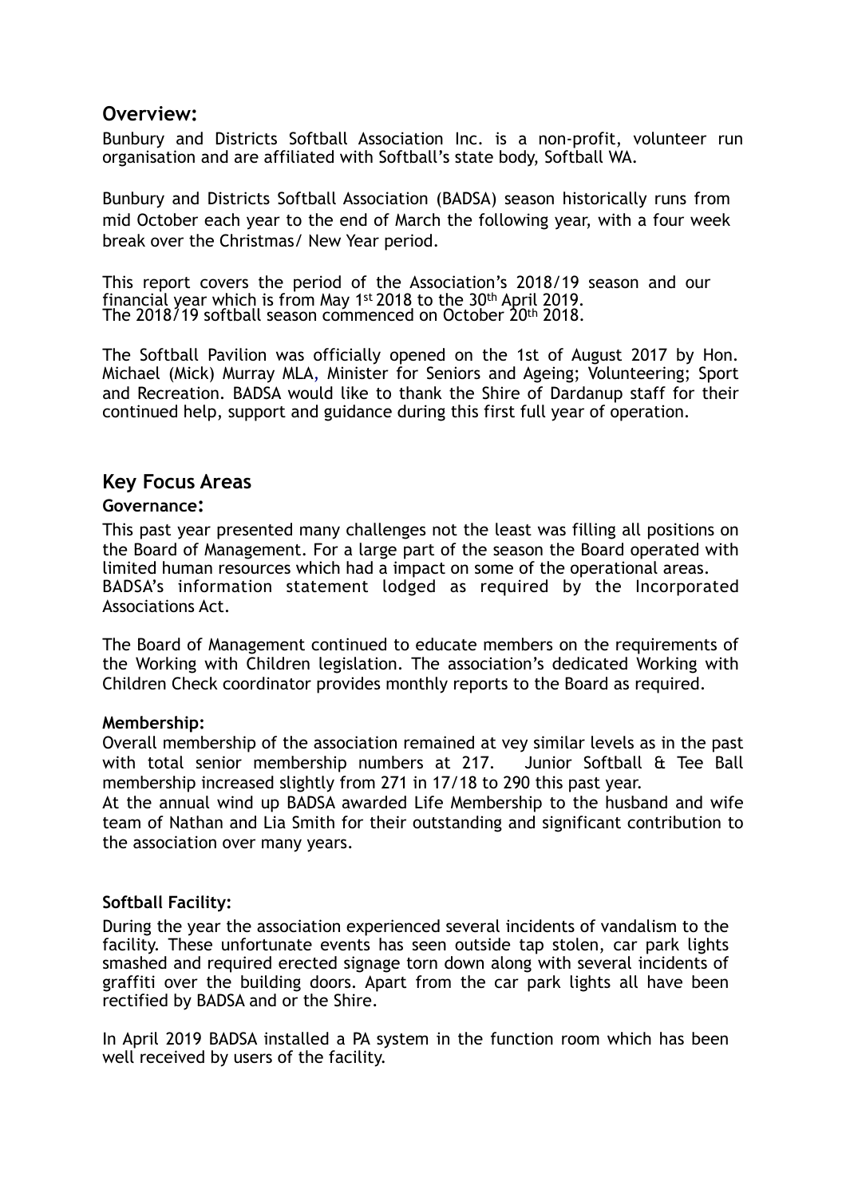## Overview:

Bunbury and Districts Softball Association Inc. is a non-profit, volunteer run organisation and are affiliated with Softball's state body, Softball WA.

Bunbury and Districts Softball Association (BADSA) season historically runs from mid October each year to the end of March the following year, with a four week break over the Christmas/ New Year period.

This report covers the period of the Association's 2018/19 season and our financial year which is from May 1st 2018 to the 30th April 2019.
The 2018/19 softball season commenced on October 20th 2018.

The Softball Pavilion was officially opened on the 1st of August 2017 by Hon. Michael (Mick) Murray MLA, Minister for Seniors and Ageing; Volunteering; Sport and Recreation. BADSA would like to thank the Shire of Dardanup staff for their continued help, support and guidance during this first full year of operation.

## Key Focus Areas

### Governance:

This past year presented many challenges not the least was filling all positions on the Board of Management. For a large part of the season the Board operated with limited human resources which had a impact on some of the operational areas.
BADSA's information statement lodged as required by the Incorporated Associations Act.

The Board of Management continued to educate members on the requirements of the Working with Children legislation. The association's dedicated Working with Children Check coordinator provides monthly reports to the Board as required.

### Membership:

Overall membership of the association remained at vey similar levels as in the past with total senior membership numbers at 217. Junior Softball & Tee Ball membership increased slightly from 271 in 17/18 to 290 this past year.
At the annual wind up BADSA awarded Life Membership to the husband and wife team of Nathan and Lia Smith for their outstanding and significant contribution to the association over many years.

### Softball Facility:

During the year the association experienced several incidents of vandalism to the facility. These unfortunate events has seen outside tap stolen, car park lights smashed and required erected signage torn down along with several incidents of graffiti over the building doors. Apart from the car park lights all have been rectified by BADSA and or the Shire.

In April 2019 BADSA installed a PA system in the function room which has been well received by users of the facility.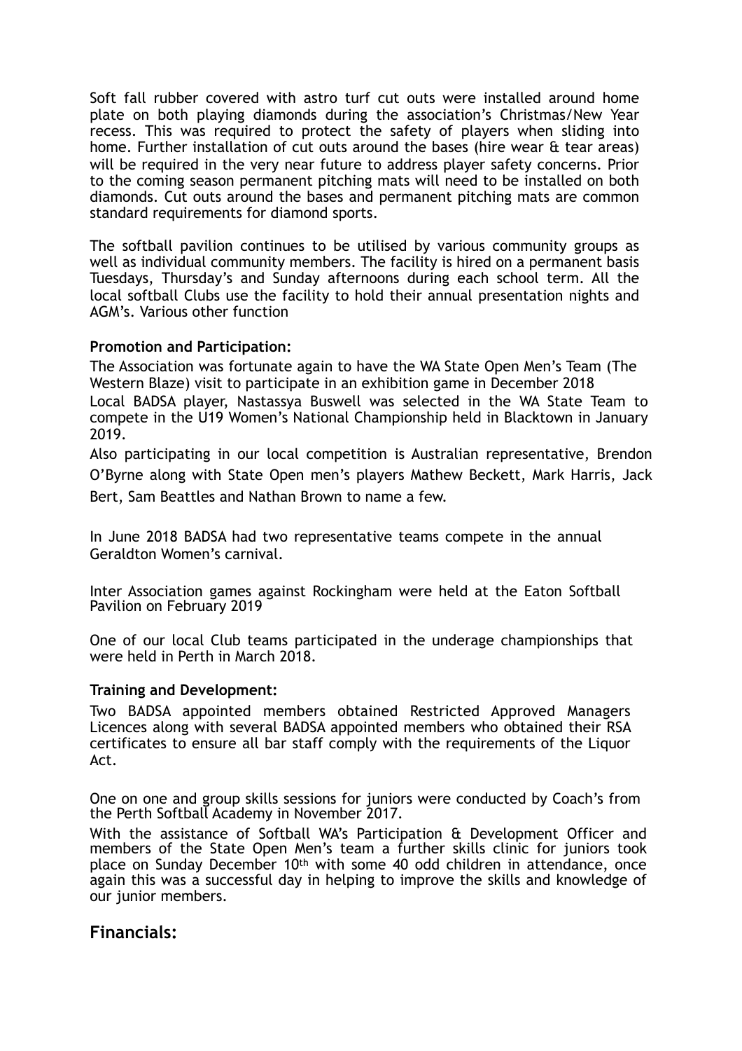Soft fall rubber covered with astro turf cut outs were installed around home plate on both playing diamonds during the association's Christmas/New Year recess. This was required to protect the safety of players when sliding into home. Further installation of cut outs around the bases (hire wear & tear areas) will be required in the very near future to address player safety concerns. Prior to the coming season permanent pitching mats will need to be installed on both diamonds. Cut outs around the bases and permanent pitching mats are common standard requirements for diamond sports.

The softball pavilion continues to be utilised by various community groups as well as individual community members. The facility is hired on a permanent basis Tuesdays, Thursday's and Sunday afternoons during each school term. All the local softball Clubs use the facility to hold their annual presentation nights and AGM's. Various other function

**Promotion and Participation:**

The Association was fortunate again to have the WA State Open Men's Team (The Western Blaze) visit to participate in an exhibition game in December 2018

Local BADSA player, Nastassya Buswell was selected in the WA State Team to compete in the U19 Women's National Championship held in Blacktown in January 2019.

Also participating in our local competition is Australian representative, Brendon O'Byrne along with State Open men's players Mathew Beckett, Mark Harris, Jack Bert, Sam Beattles and Nathan Brown to name a few.

In June 2018 BADSA had two representative teams compete in the annual Geraldton Women's carnival.

Inter Association games against Rockingham were held at the Eaton Softball Pavilion on February 2019

One of our local Club teams participated in the underage championships that were held in Perth in March 2018.

**Training and Development:**

Two BADSA appointed members obtained Restricted Approved Managers Licences along with several BADSA appointed members who obtained their RSA certificates to ensure all bar staff comply with the requirements of the Liquor Act.

One on one and group skills sessions for juniors were conducted by Coach's from the Perth Softball Academy in November 2017.

With the assistance of Softball WA's Participation & Development Officer and members of the State Open Men's team a further skills clinic for juniors took place on Sunday December 10th with some 40 odd children in attendance, once again this was a successful day in helping to improve the skills and knowledge of our junior members.

## Financials: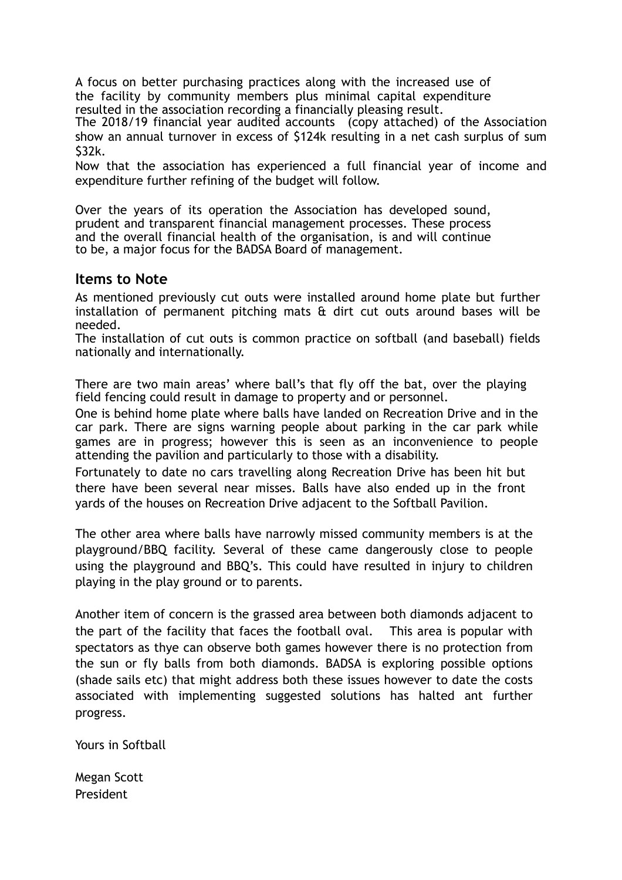A focus on better purchasing practices along with the increased use of the facility by community members plus minimal capital expenditure resulted in the association recording a financially pleasing result.

The 2018/19 financial year audited accounts (copy attached) of the Association show an annual turnover in excess of $124k resulting in a net cash surplus of sum $32k.

Now that the association has experienced a full financial year of income and expenditure further refining of the budget will follow.

Over the years of its operation the Association has developed sound, prudent and transparent financial management processes. These process and the overall financial health of the organisation, is and will continue to be, a major focus for the BADSA Board of management.

## Items to Note

As mentioned previously cut outs were installed around home plate but further installation of permanent pitching mats & dirt cut outs around bases will be needed.

The installation of cut outs is common practice on softball (and baseball) fields nationally and internationally.

There are two main areas' where ball's that fly off the bat, over the playing field fencing could result in damage to property and or personnel.

One is behind home plate where balls have landed on Recreation Drive and in the car park. There are signs warning people about parking in the car park while games are in progress; however this is seen as an inconvenience to people attending the pavilion and particularly to those with a disability.

Fortunately to date no cars travelling along Recreation Drive has been hit but there have been several near misses. Balls have also ended up in the front yards of the houses on Recreation Drive adjacent to the Softball Pavilion.

The other area where balls have narrowly missed community members is at the playground/BBQ facility. Several of these came dangerously close to people using the playground and BBQ's. This could have resulted in injury to children playing in the play ground or to parents.

Another item of concern is the grassed area between both diamonds adjacent to the part of the facility that faces the football oval. This area is popular with spectators as thye can observe both games however there is no protection from the sun or fly balls from both diamonds. BADSA is exploring possible options (shade sails etc) that might address both these issues however to date the costs associated with implementing suggested solutions has halted ant further progress.

Yours in Softball

Megan Scott
President